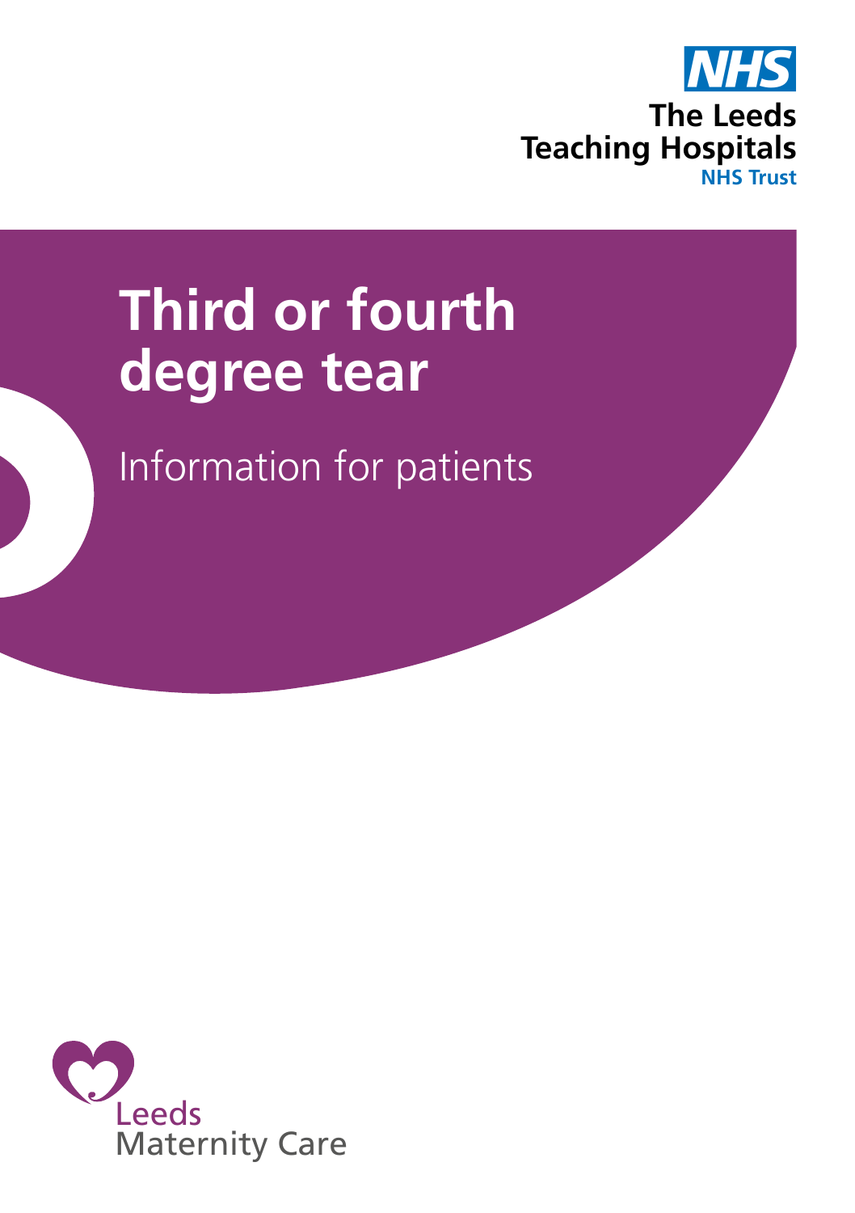NHS

The Leeds Teaching Hospitals
NHS Trust

# Third or fourth degree tear

Information for patients

Leeds Maternity Care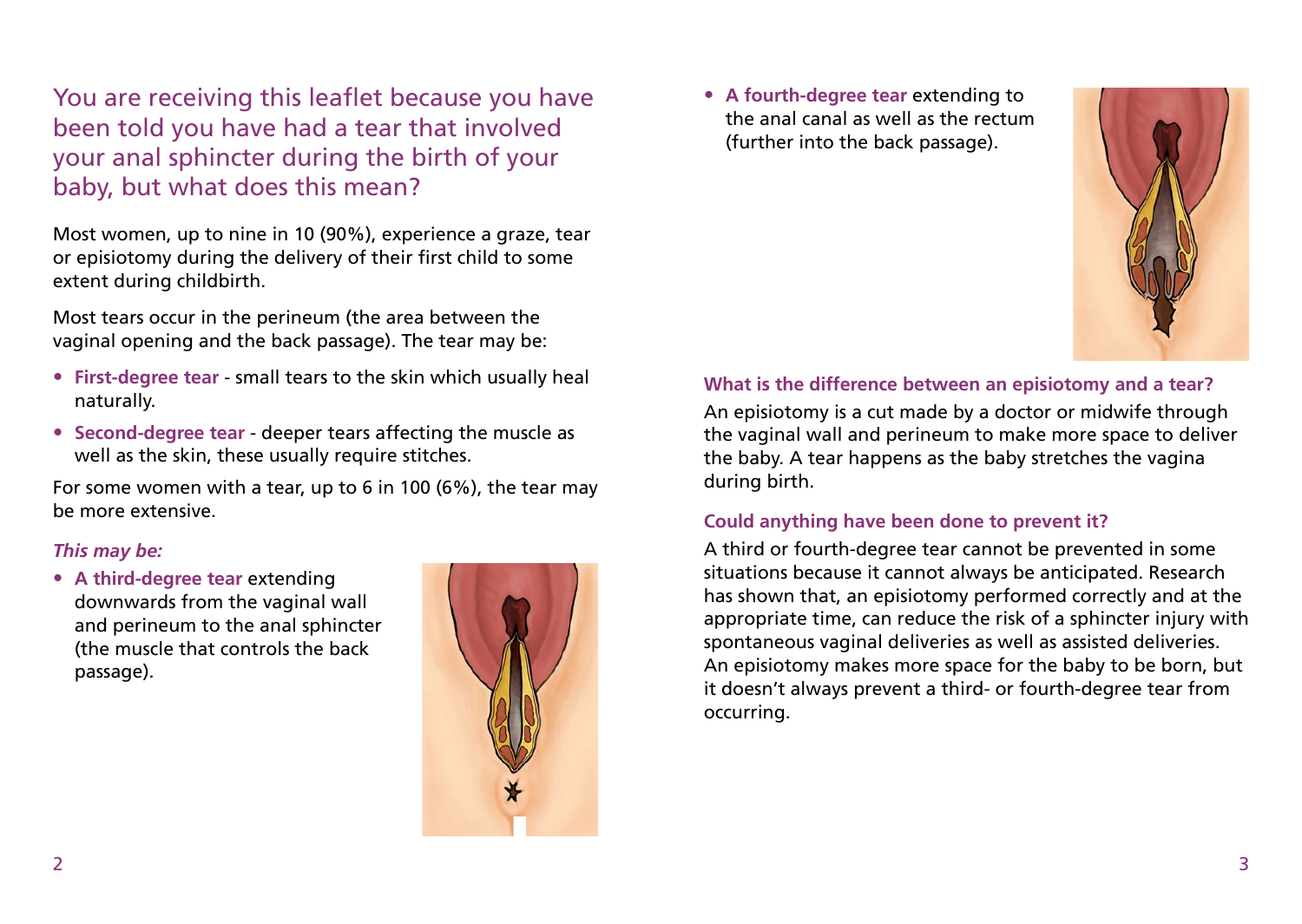You are receiving this leaflet because you have been told you have had a tear that involved your anal sphincter during the birth of your baby, but what does this mean?

Most women, up to nine in 10 (90%), experience a graze, tear or episiotomy during the delivery of their first child to some extent during childbirth.

Most tears occur in the perineum (the area between the vaginal opening and the back passage). The tear may be:

- **First-degree tear** - small tears to the skin which usually heal naturally.
- **Second-degree tear** - deeper tears affecting the muscle as well as the skin, these usually require stitches.

For some women with a tear, up to 6 in 100 (6%), the tear may be more extensive.

***This may be:***

- **A third-degree tear** extending downwards from the vaginal wall and perineum to the anal sphincter (the muscle that controls the back passage).
- **A fourth-degree tear** extending to the anal canal as well as the rectum (further into the back passage).

### What is the difference between an episiotomy and a tear?

An episiotomy is a cut made by a doctor or midwife through the vaginal wall and perineum to make more space to deliver the baby. A tear happens as the baby stretches the vagina during birth.

### Could anything have been done to prevent it?

A third or fourth-degree tear cannot be prevented in some situations because it cannot always be anticipated. Research has shown that, an episiotomy performed correctly and at the appropriate time, can reduce the risk of a sphincter injury with spontaneous vaginal deliveries as well as assisted deliveries. An episiotomy makes more space for the baby to be born, but it doesn't always prevent a third- or fourth-degree tear from occurring.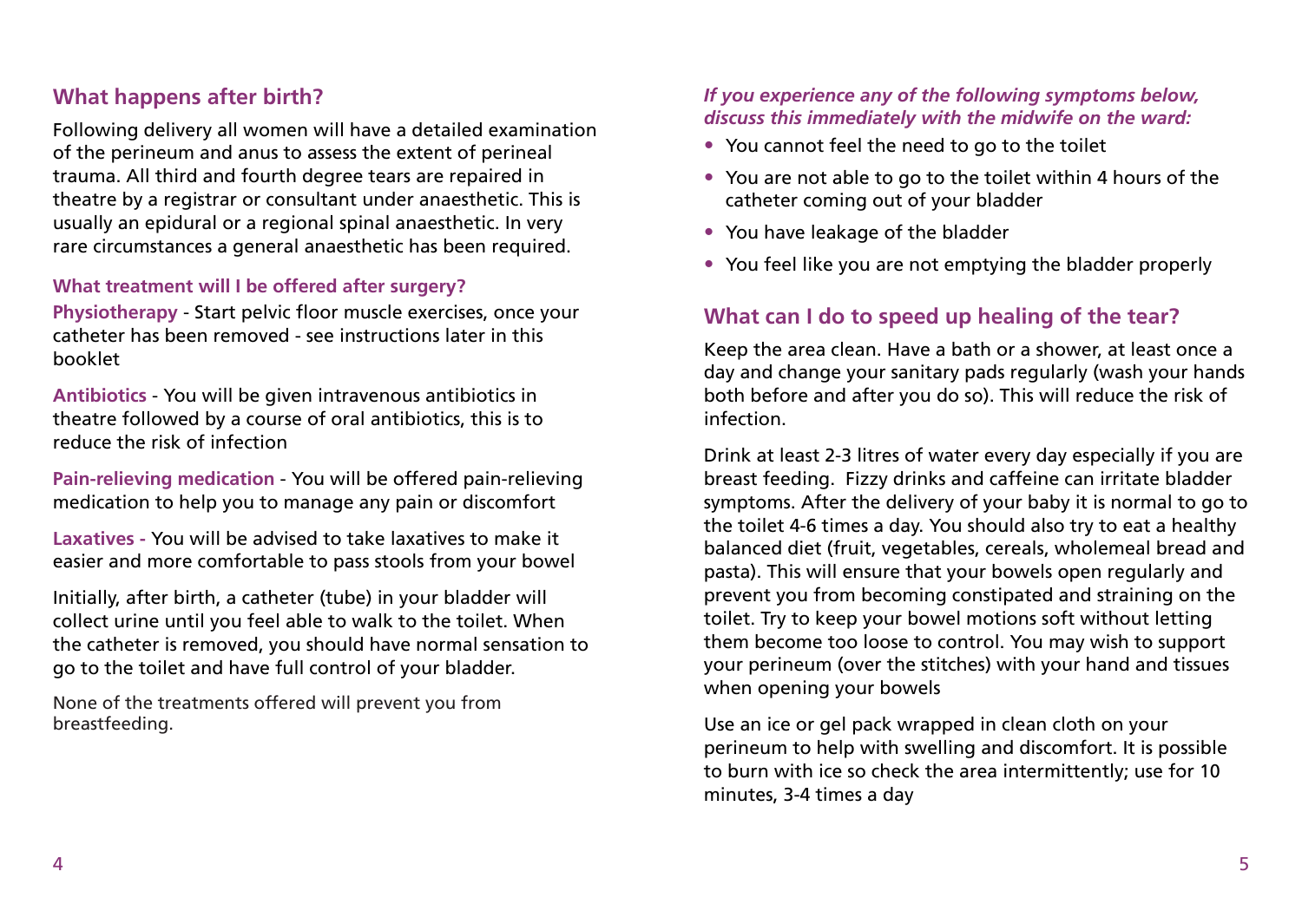## What happens after birth?

Following delivery all women will have a detailed examination of the perineum and anus to assess the extent of perineal trauma. All third and fourth degree tears are repaired in theatre by a registrar or consultant under anaesthetic. This is usually an epidural or a regional spinal anaesthetic. In very rare circumstances a general anaesthetic has been required.

### What treatment will I be offered after surgery?

**Physiotherapy** - Start pelvic floor muscle exercises, once your catheter has been removed - see instructions later in this booklet

**Antibiotics** - You will be given intravenous antibiotics in theatre followed by a course of oral antibiotics, this is to reduce the risk of infection

**Pain-relieving medication** - You will be offered pain-relieving medication to help you to manage any pain or discomfort

**Laxatives -** You will be advised to take laxatives to make it easier and more comfortable to pass stools from your bowel

Initially, after birth, a catheter (tube) in your bladder will collect urine until you feel able to walk to the toilet. When the catheter is removed, you should have normal sensation to go to the toilet and have full control of your bladder.

None of the treatments offered will prevent you from breastfeeding.

***If you experience any of the following symptoms below, discuss this immediately with the midwife on the ward:***

- You cannot feel the need to go to the toilet
- You are not able to go to the toilet within 4 hours of the catheter coming out of your bladder
- You have leakage of the bladder
- You feel like you are not emptying the bladder properly

## What can I do to speed up healing of the tear?

Keep the area clean. Have a bath or a shower, at least once a day and change your sanitary pads regularly (wash your hands both before and after you do so). This will reduce the risk of infection.

Drink at least 2-3 litres of water every day especially if you are breast feeding. Fizzy drinks and caffeine can irritate bladder symptoms. After the delivery of your baby it is normal to go to the toilet 4-6 times a day. You should also try to eat a healthy balanced diet (fruit, vegetables, cereals, wholemeal bread and pasta). This will ensure that your bowels open regularly and prevent you from becoming constipated and straining on the toilet. Try to keep your bowel motions soft without letting them become too loose to control. You may wish to support your perineum (over the stitches) with your hand and tissues when opening your bowels

Use an ice or gel pack wrapped in clean cloth on your perineum to help with swelling and discomfort. It is possible to burn with ice so check the area intermittently; use for 10 minutes, 3-4 times a day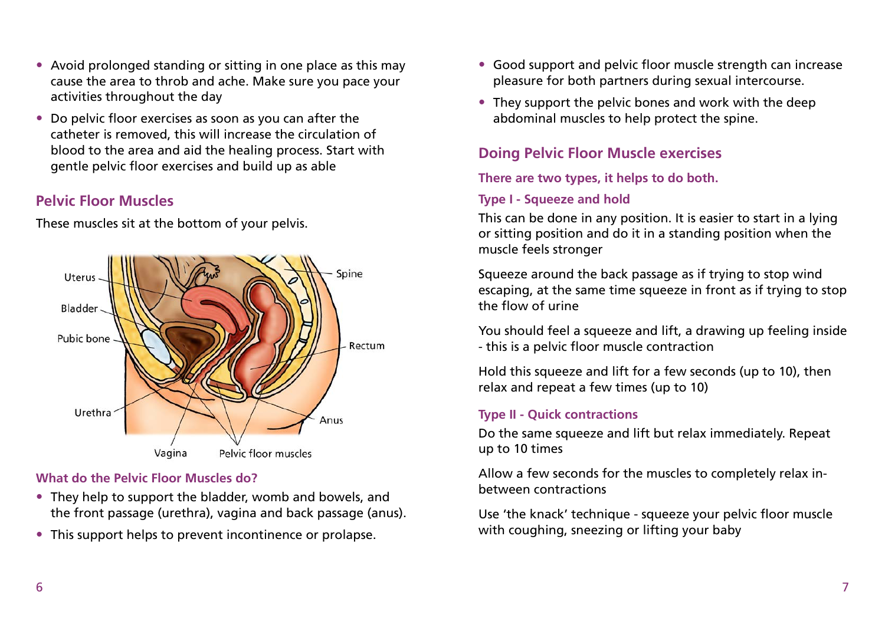- Avoid prolonged standing or sitting in one place as this may cause the area to throb and ache. Make sure you pace your activities throughout the day
- Do pelvic floor exercises as soon as you can after the catheter is removed, this will increase the circulation of blood to the area and aid the healing process. Start with gentle pelvic floor exercises and build up as able

## Pelvic Floor Muscles

These muscles sit at the bottom of your pelvis.

### What do the Pelvic Floor Muscles do?

- They help to support the bladder, womb and bowels, and the front passage (urethra), vagina and back passage (anus).
- This support helps to prevent incontinence or prolapse.
- Good support and pelvic floor muscle strength can increase pleasure for both partners during sexual intercourse.
- They support the pelvic bones and work with the deep abdominal muscles to help protect the spine.

## Doing Pelvic Floor Muscle exercises

### There are two types, it helps to do both.

### Type I - Squeeze and hold

This can be done in any position. It is easier to start in a lying or sitting position and do it in a standing position when the muscle feels stronger

Squeeze around the back passage as if trying to stop wind escaping, at the same time squeeze in front as if trying to stop the flow of urine

You should feel a squeeze and lift, a drawing up feeling inside - this is a pelvic floor muscle contraction

Hold this squeeze and lift for a few seconds (up to 10), then relax and repeat a few times (up to 10)

### Type II - Quick contractions

Do the same squeeze and lift but relax immediately. Repeat up to 10 times

Allow a few seconds for the muscles to completely relax in-between contractions

Use 'the knack' technique - squeeze your pelvic floor muscle with coughing, sneezing or lifting your baby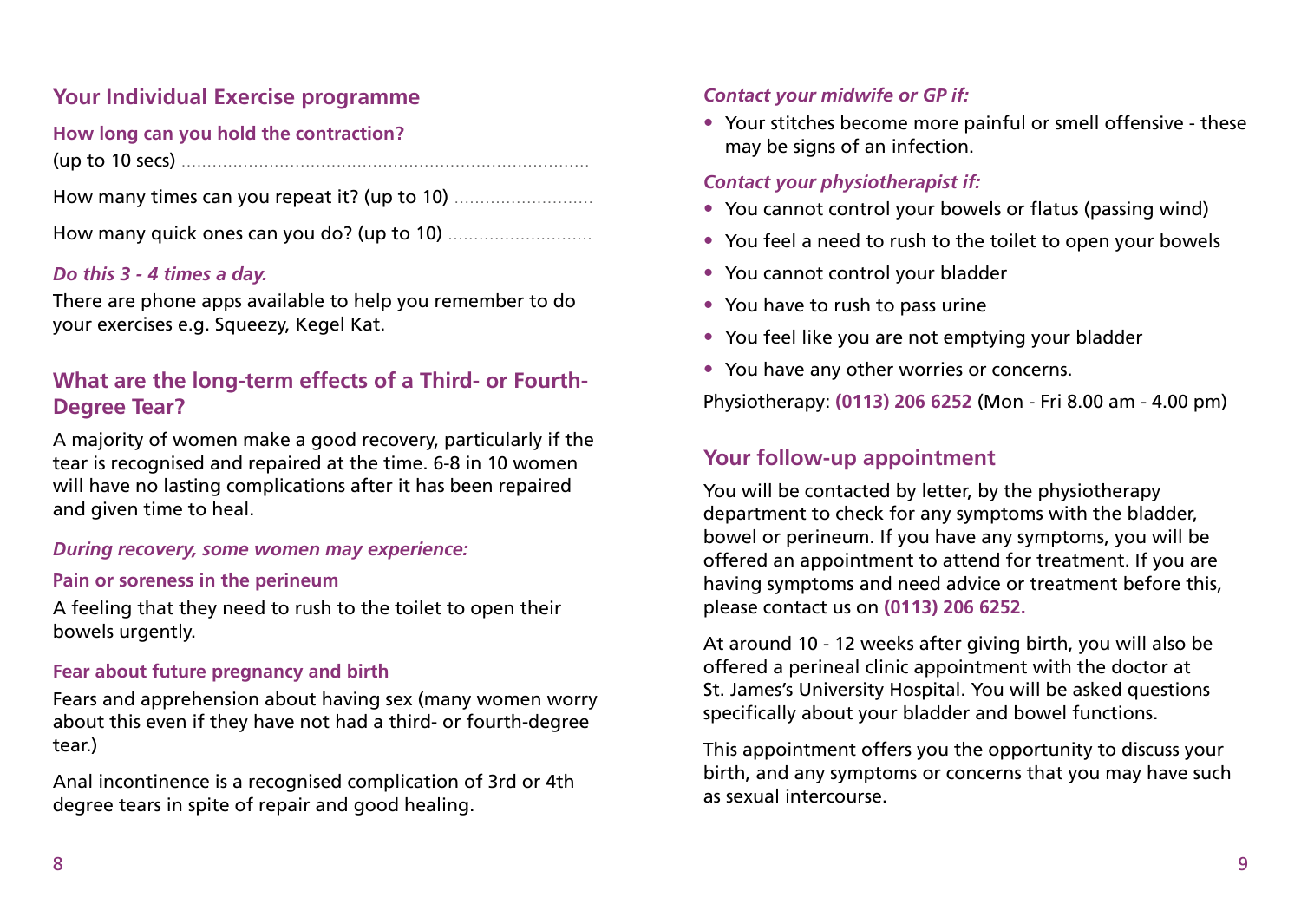## Your Individual Exercise programme

### How long can you hold the contraction?

(up to 10 secs) ..............................................................................

How many times can you repeat it? (up to 10) ..........................

How many quick ones can you do? (up to 10) ...........................

*Do this 3 - 4 times a day.*

There are phone apps available to help you remember to do your exercises e.g. Squeezy, Kegel Kat.

## What are the long-term effects of a Third- or Fourth-Degree Tear?

A majority of women make a good recovery, particularly if the tear is recognised and repaired at the time. 6-8 in 10 women will have no lasting complications after it has been repaired and given time to heal.

*During recovery, some women may experience:*

### Pain or soreness in the perineum

A feeling that they need to rush to the toilet to open their bowels urgently.

### Fear about future pregnancy and birth

Fears and apprehension about having sex (many women worry about this even if they have not had a third- or fourth-degree tear.)

Anal incontinence is a recognised complication of 3rd or 4th degree tears in spite of repair and good healing.

*Contact your midwife or GP if:*

- Your stitches become more painful or smell offensive - these may be signs of an infection.

*Contact your physiotherapist if:*

- You cannot control your bowels or flatus (passing wind)
- You feel a need to rush to the toilet to open your bowels
- You cannot control your bladder
- You have to rush to pass urine
- You feel like you are not emptying your bladder
- You have any other worries or concerns.

Physiotherapy: **(0113) 206 6252** (Mon - Fri 8.00 am - 4.00 pm)

## Your follow-up appointment

You will be contacted by letter, by the physiotherapy department to check for any symptoms with the bladder, bowel or perineum. If you have any symptoms, you will be offered an appointment to attend for treatment. If you are having symptoms and need advice or treatment before this, please contact us on **(0113) 206 6252.**

At around 10 - 12 weeks after giving birth, you will also be offered a perineal clinic appointment with the doctor at St. James's University Hospital. You will be asked questions specifically about your bladder and bowel functions.

This appointment offers you the opportunity to discuss your birth, and any symptoms or concerns that you may have such as sexual intercourse.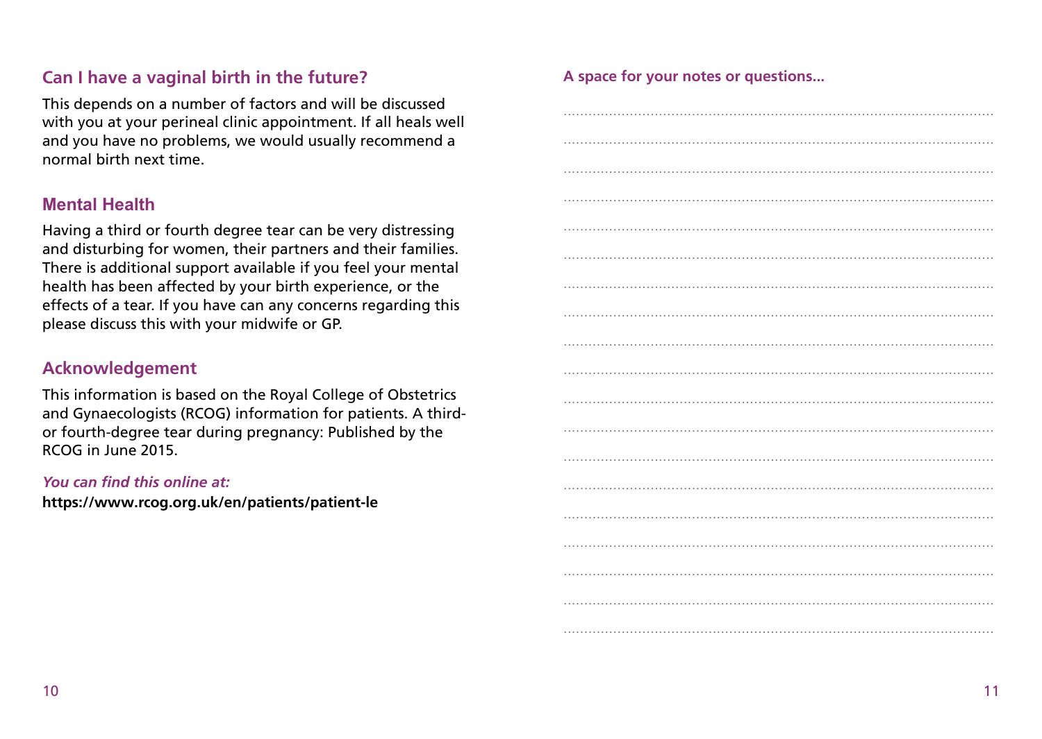## Can I have a vaginal birth in the future?

This depends on a number of factors and will be discussed with you at your perineal clinic appointment. If all heals well and you have no problems, we would usually recommend a normal birth next time.

## Mental Health

Having a third or fourth degree tear can be very distressing and disturbing for women, their partners and their families. There is additional support available if you feel your mental health has been affected by your birth experience, or the effects of a tear. If you have can any concerns regarding this please discuss this with your midwife or GP.

## Acknowledgement

This information is based on the Royal College of Obstetrics and Gynaecologists (RCOG) information for patients. A third- or fourth-degree tear during pregnancy: Published by the RCOG in June 2015.

*You can find this online at:*

**https://www.rcog.org.uk/en/patients/patient-le**

### A space for your notes or questions...

.......................................................................................................

.......................................................................................................

.......................................................................................................

.......................................................................................................

.......................................................................................................

.......................................................................................................

.......................................................................................................

.......................................................................................................

.......................................................................................................

.......................................................................................................

.......................................................................................................

.......................................................................................................

.......................................................................................................

.......................................................................................................

.......................................................................................................

.......................................................................................................

.......................................................................................................

.......................................................................................................

.......................................................................................................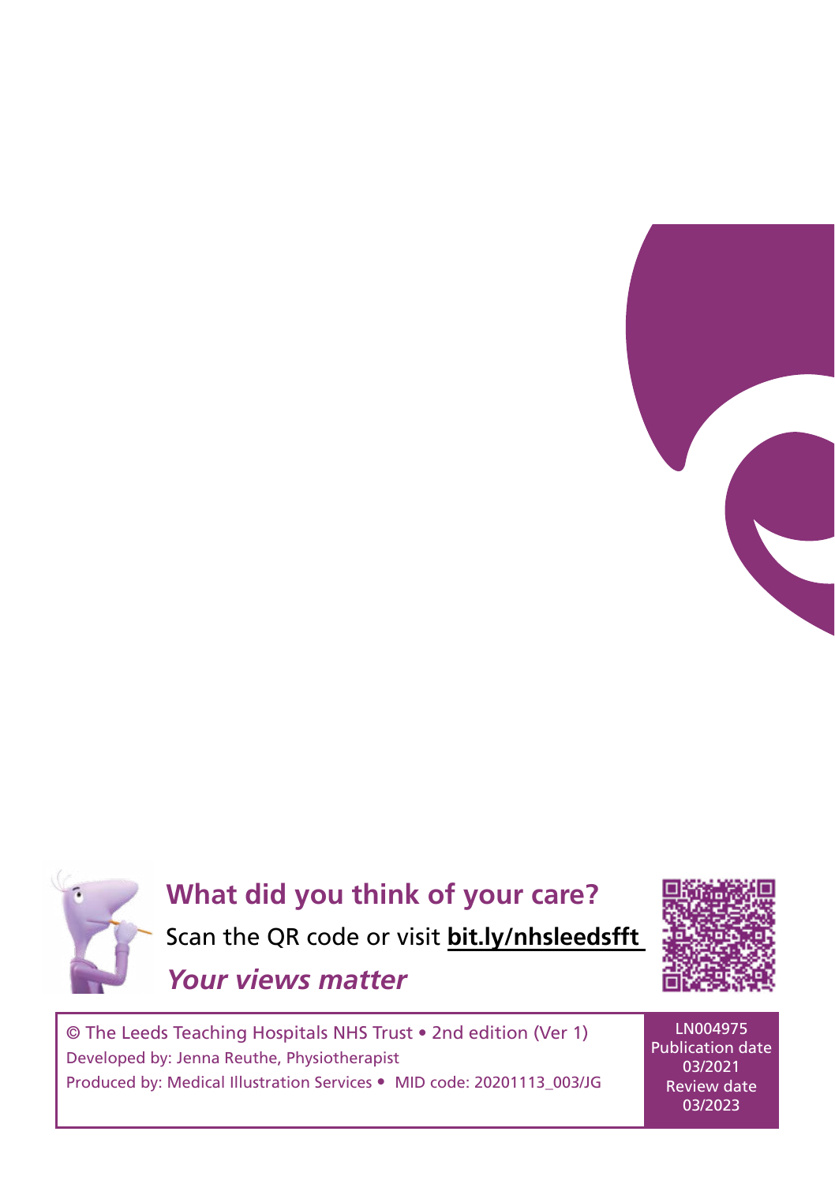## What did you think of your care?

Scan the QR code or visit **bit.ly/nhsleedsfft**

***Your views matter***

© The Leeds Teaching Hospitals NHS Trust • 2nd edition (Ver 1)
Developed by: Jenna Reuthe, Physiotherapist
Produced by: Medical Illustration Services • MID code: 20201113_003/JG

LN004975
Publication date
03/2021
Review date
03/2023